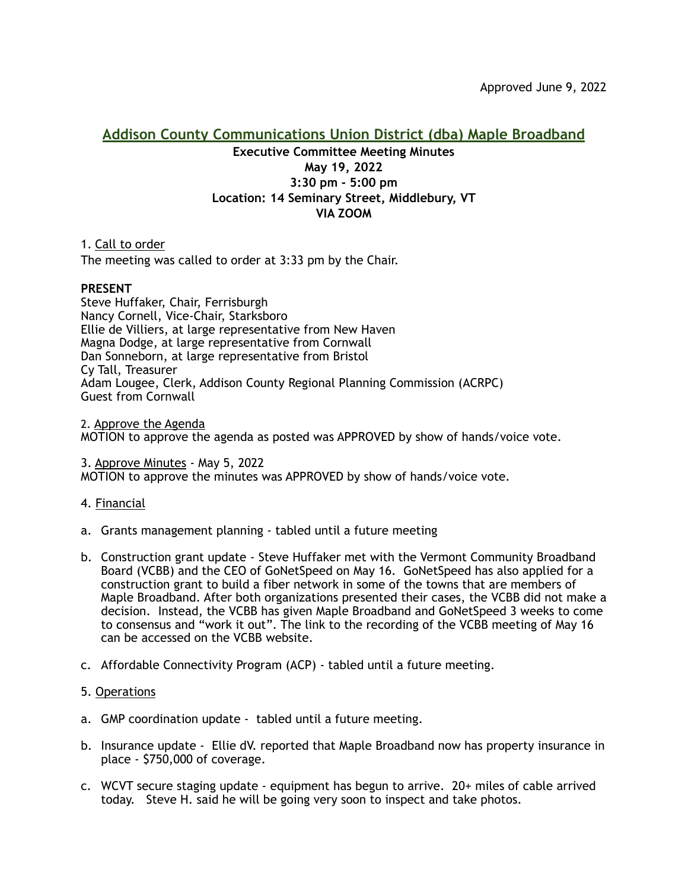Approved June 9, 2022

# Addison County Communications Union District (dba) Maple Broadband

**Executive Committee Meeting Minutes**
**May 19, 2022**
**3:30 pm - 5:00 pm**
**Location: 14 Seminary Street, Middlebury, VT**
**VIA ZOOM**

1. Call to order

The meeting was called to order at 3:33 pm by the Chair.

**PRESENT**

Steve Huffaker, Chair, Ferrisburgh
Nancy Cornell, Vice-Chair, Starksboro
Ellie de Villiers, at large representative from New Haven
Magna Dodge, at large representative from Cornwall
Dan Sonneborn, at large representative from Bristol
Cy Tall, Treasurer
Adam Lougee, Clerk, Addison County Regional Planning Commission (ACRPC)
Guest from Cornwall

2. Approve the Agenda

MOTION to approve the agenda as posted was APPROVED by show of hands/voice vote.

3. Approve Minutes - May 5, 2022

MOTION to approve the minutes was APPROVED by show of hands/voice vote.

4. Financial

a. Grants management planning - tabled until a future meeting

b. Construction grant update - Steve Huffaker met with the Vermont Community Broadband Board (VCBB) and the CEO of GoNetSpeed on May 16. GoNetSpeed has also applied for a construction grant to build a fiber network in some of the towns that are members of Maple Broadband. After both organizations presented their cases, the VCBB did not make a decision. Instead, the VCBB has given Maple Broadband and GoNetSpeed 3 weeks to come to consensus and "work it out". The link to the recording of the VCBB meeting of May 16 can be accessed on the VCBB website.

c. Affordable Connectivity Program (ACP) - tabled until a future meeting.

5. Operations

a. GMP coordination update - tabled until a future meeting.

b. Insurance update - Ellie dV. reported that Maple Broadband now has property insurance in place - $750,000 of coverage.

c. WCVT secure staging update - equipment has begun to arrive. 20+ miles of cable arrived today. Steve H. said he will be going very soon to inspect and take photos.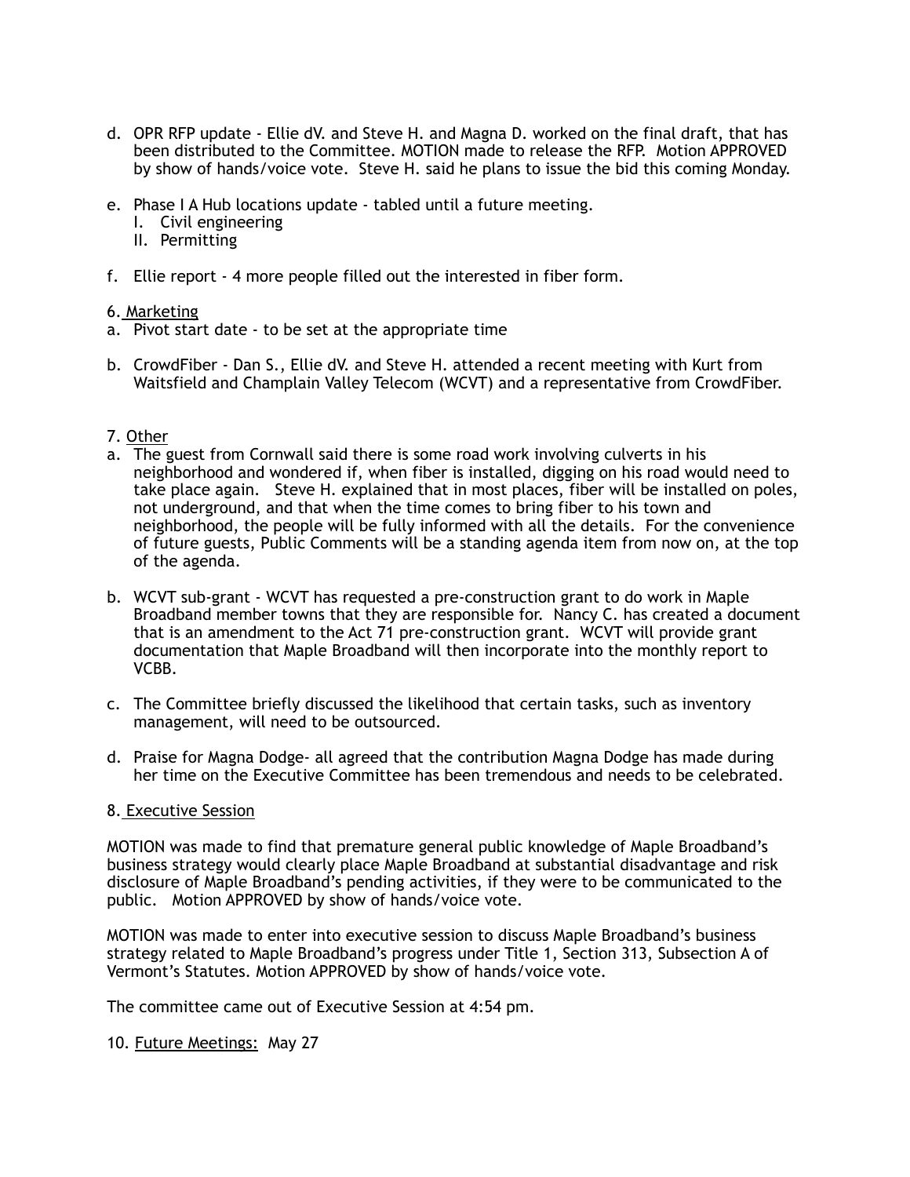d. OPR RFP update - Ellie dV. and Steve H. and Magna D. worked on the final draft, that has been distributed to the Committee. MOTION made to release the RFP. Motion APPROVED by show of hands/voice vote. Steve H. said he plans to issue the bid this coming Monday.

e. Phase I A Hub locations update - tabled until a future meeting.
   I. Civil engineering
   II. Permitting

f. Ellie report - 4 more people filled out the interested in fiber form.

6. Marketing

a. Pivot start date - to be set at the appropriate time

b. CrowdFiber - Dan S., Ellie dV. and Steve H. attended a recent meeting with Kurt from Waitsfield and Champlain Valley Telecom (WCVT) and a representative from CrowdFiber.

7. Other

a. The guest from Cornwall said there is some road work involving culverts in his neighborhood and wondered if, when fiber is installed, digging on his road would need to take place again. Steve H. explained that in most places, fiber will be installed on poles, not underground, and that when the time comes to bring fiber to his town and neighborhood, the people will be fully informed with all the details. For the convenience of future guests, Public Comments will be a standing agenda item from now on, at the top of the agenda.

b. WCVT sub-grant - WCVT has requested a pre-construction grant to do work in Maple Broadband member towns that they are responsible for. Nancy C. has created a document that is an amendment to the Act 71 pre-construction grant. WCVT will provide grant documentation that Maple Broadband will then incorporate into the monthly report to VCBB.

c. The Committee briefly discussed the likelihood that certain tasks, such as inventory management, will need to be outsourced.

d. Praise for Magna Dodge- all agreed that the contribution Magna Dodge has made during her time on the Executive Committee has been tremendous and needs to be celebrated.

8. Executive Session

MOTION was made to find that premature general public knowledge of Maple Broadband's business strategy would clearly place Maple Broadband at substantial disadvantage and risk disclosure of Maple Broadband's pending activities, if they were to be communicated to the public. Motion APPROVED by show of hands/voice vote.

MOTION was made to enter into executive session to discuss Maple Broadband's business strategy related to Maple Broadband's progress under Title 1, Section 313, Subsection A of Vermont's Statutes. Motion APPROVED by show of hands/voice vote.

The committee came out of Executive Session at 4:54 pm.

10. Future Meetings: May 27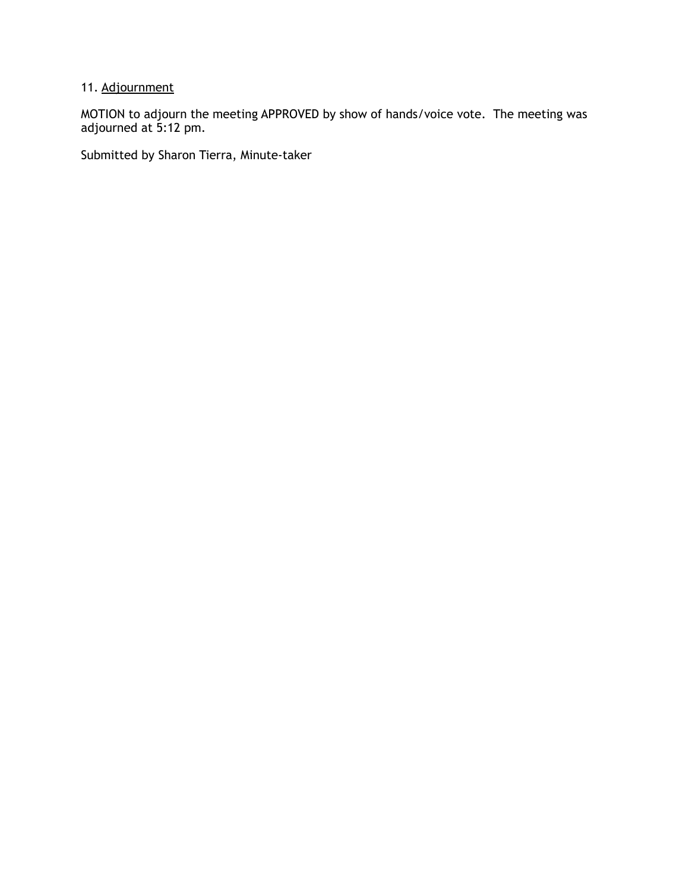11. <u>Adjournment</u>

MOTION to adjourn the meeting APPROVED by show of hands/voice vote. The meeting was adjourned at 5:12 pm.

Submitted by Sharon Tierra, Minute-taker